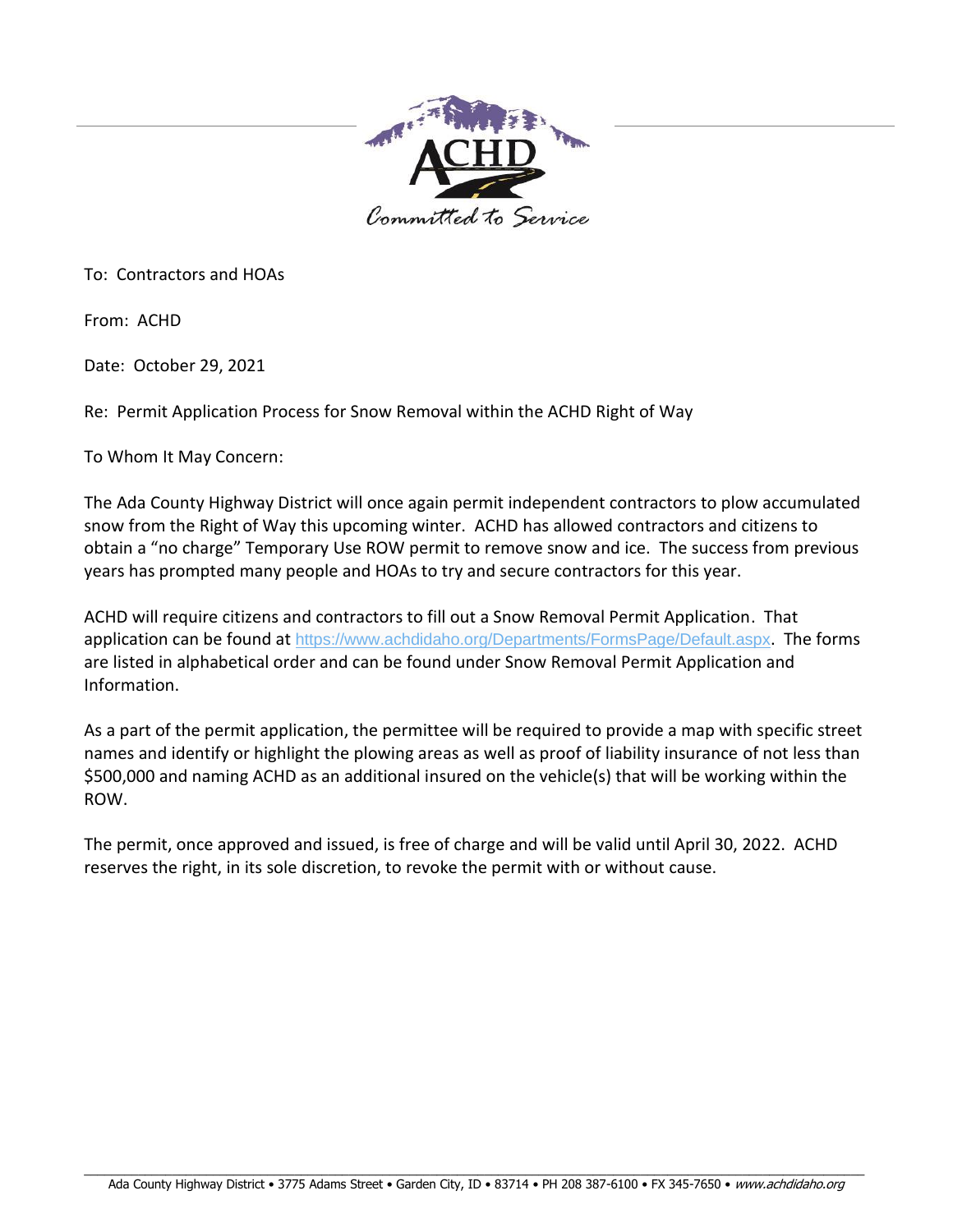ACHD

*Committed to Service*

To: Contractors and HOAs

From: ACHD

Date: October 29, 2021

Re: Permit Application Process for Snow Removal within the ACHD Right of Way

To Whom It May Concern:

The Ada County Highway District will once again permit independent contractors to plow accumulated snow from the Right of Way this upcoming winter. ACHD has allowed contractors and citizens to obtain a "no charge" Temporary Use ROW permit to remove snow and ice. The success from previous years has prompted many people and HOAs to try and secure contractors for this year.

ACHD will require citizens and contractors to fill out a Snow Removal Permit Application. That application can be found at https://www.achdidaho.org/Departments/FormsPage/Default.aspx. The forms are listed in alphabetical order and can be found under Snow Removal Permit Application and Information.

As a part of the permit application, the permittee will be required to provide a map with specific street names and identify or highlight the plowing areas as well as proof of liability insurance of not less than $500,000 and naming ACHD as an additional insured on the vehicle(s) that will be working within the ROW.

The permit, once approved and issued, is free of charge and will be valid until April 30, 2022. ACHD reserves the right, in its sole discretion, to revoke the permit with or without cause.

Ada County Highway District • 3775 Adams Street • Garden City, ID • 83714 • PH 208 387-6100 • FX 345-7650 • *www.achdidaho.org*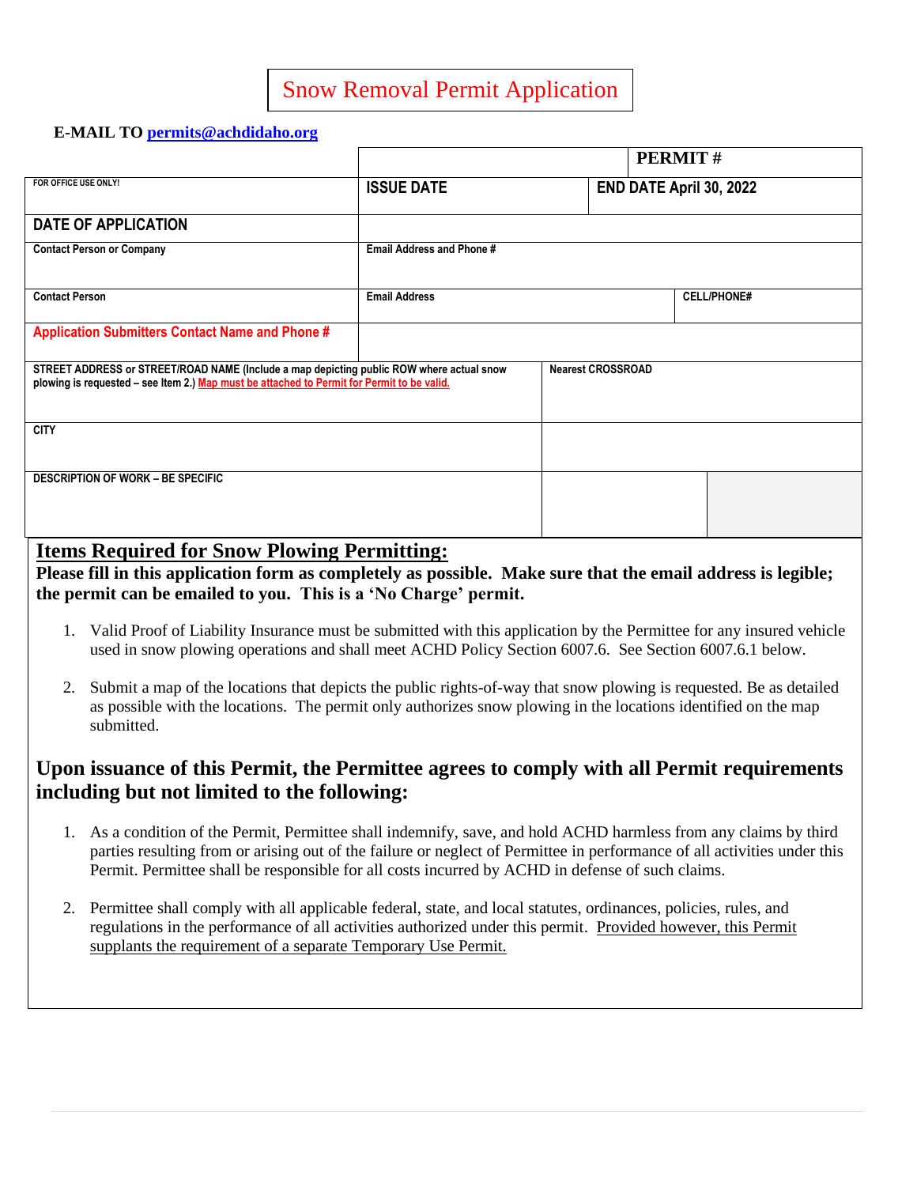# Snow Removal Permit Application

**E-MAIL TO permits@achdidaho.org**

| | | |
|---|---|---|
| | | **PERMIT #** |
| FOR OFFICE USE ONLY! | **ISSUE DATE** | **END DATE April 30, 2022** |
| **DATE OF APPLICATION** | | |
| **Contact Person or Company** | **Email Address and Phone #** | |
| **Contact Person** | **Email Address** | **CELL/PHONE#** |
| **Application Submitters Contact Name and Phone #** | | |
| **STREET ADDRESS or STREET/ROAD NAME (Include a map depicting public ROW where actual snow plowing is requested – see Item 2.) Map must be attached to Permit for Permit to be valid.** | **Nearest CROSSROAD** | |
| **CITY** | | |
| **DESCRIPTION OF WORK – BE SPECIFIC** | | |

## Items Required for Snow Plowing Permitting:

**Please fill in this application form as completely as possible. Make sure that the email address is legible; the permit can be emailed to you. This is a 'No Charge' permit.**

1. Valid Proof of Liability Insurance must be submitted with this application by the Permittee for any insured vehicle used in snow plowing operations and shall meet ACHD Policy Section 6007.6. See Section 6007.6.1 below.

2. Submit a map of the locations that depicts the public rights-of-way that snow plowing is requested. Be as detailed as possible with the locations. The permit only authorizes snow plowing in the locations identified on the map submitted.

## Upon issuance of this Permit, the Permittee agrees to comply with all Permit requirements including but not limited to the following:

1. As a condition of the Permit, Permittee shall indemnify, save, and hold ACHD harmless from any claims by third parties resulting from or arising out of the failure or neglect of Permittee in performance of all activities under this Permit. Permittee shall be responsible for all costs incurred by ACHD in defense of such claims.

2. Permittee shall comply with all applicable federal, state, and local statutes, ordinances, policies, rules, and regulations in the performance of all activities authorized under this permit. Provided however, this Permit supplants the requirement of a separate Temporary Use Permit.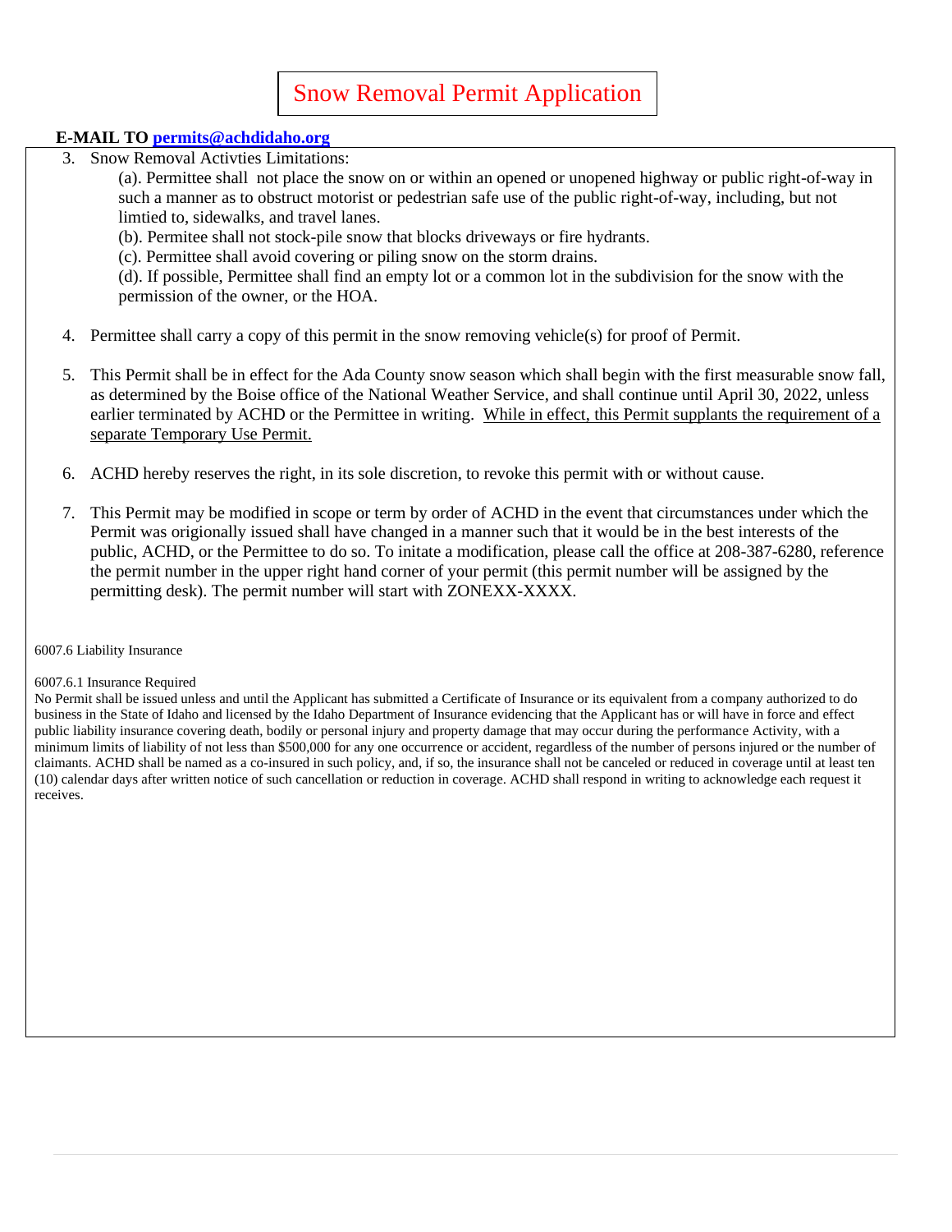# Snow Removal Permit Application

**E-MAIL TO permits@achdidaho.org**

3. Snow Removal Activties Limitations:

   (a). Permittee shall not place the snow on or within an opened or unopened highway or public right-of-way in such a manner as to obstruct motorist or pedestrian safe use of the public right-of-way, including, but not limtied to, sidewalks, and travel lanes.

   (b). Permitee shall not stock-pile snow that blocks driveways or fire hydrants.

   (c). Permittee shall avoid covering or piling snow on the storm drains.

   (d). If possible, Permittee shall find an empty lot or a common lot in the subdivision for the snow with the permission of the owner, or the HOA.

4. Permittee shall carry a copy of this permit in the snow removing vehicle(s) for proof of Permit.

5. This Permit shall be in effect for the Ada County snow season which shall begin with the first measurable snow fall, as determined by the Boise office of the National Weather Service, and shall continue until April 30, 2022, unless earlier terminated by ACHD or the Permittee in writing. <u>While in effect, this Permit supplants the requirement of a separate Temporary Use Permit.</u>

6. ACHD hereby reserves the right, in its sole discretion, to revoke this permit with or without cause.

7. This Permit may be modified in scope or term by order of ACHD in the event that circumstances under which the Permit was origionally issued shall have changed in a manner such that it would be in the best interests of the public, ACHD, or the Permittee to do so. To initate a modification, please call the office at 208-387-6280, reference the permit number in the upper right hand corner of your permit (this permit number will be assigned by the permitting desk). The permit number will start with ZONEXX-XXXX.

6007.6 Liability Insurance

6007.6.1 Insurance Required

No Permit shall be issued unless and until the Applicant has submitted a Certificate of Insurance or its equivalent from a company authorized to do business in the State of Idaho and licensed by the Idaho Department of Insurance evidencing that the Applicant has or will have in force and effect public liability insurance covering death, bodily or personal injury and property damage that may occur during the performance Activity, with a minimum limits of liability of not less than $500,000 for any one occurrence or accident, regardless of the number of persons injured or the number of claimants. ACHD shall be named as a co-insured in such policy, and, if so, the insurance shall not be canceled or reduced in coverage until at least ten (10) calendar days after written notice of such cancellation or reduction in coverage. ACHD shall respond in writing to acknowledge each request it receives.